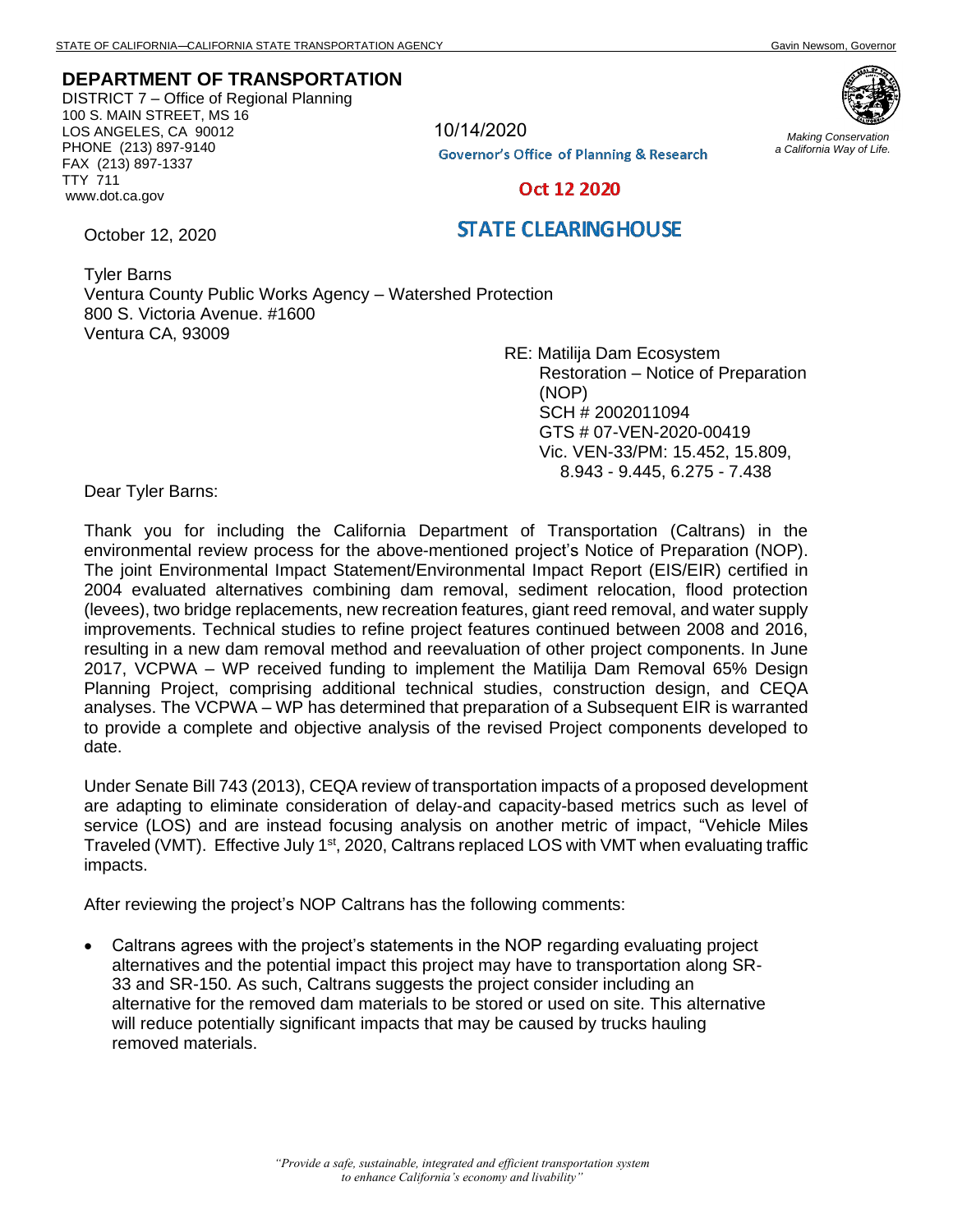STATE OF CALIFORNIA—CALIFORNIA STATE TRANSPORTATION AGENCY Gavin Newsom, Governor

**DEPARTMENT OF TRANSPORTATION**
DISTRICT 7 – Office of Regional Planning
100 S. MAIN STREET, MS 16
LOS ANGELES, CA 90012
PHONE (213) 897-9140
FAX (213) 897-1337
TTY 711
www.dot.ca.gov

*Making Conservation a California Way of Life.*

10/14/2020
Governor's Office of Planning & Research
Oct 12 2020
STATE CLEARINGHOUSE

October 12, 2020

Tyler Barns
Ventura County Public Works Agency – Watershed Protection
800 S. Victoria Avenue. #1600
Ventura CA, 93009

RE: Matilija Dam Ecosystem Restoration – Notice of Preparation (NOP)
SCH # 2002011094
GTS # 07-VEN-2020-00419
Vic. VEN-33/PM: 15.452, 15.809, 8.943 - 9.445, 6.275 - 7.438

Dear Tyler Barns:

Thank you for including the California Department of Transportation (Caltrans) in the environmental review process for the above-mentioned project's Notice of Preparation (NOP). The joint Environmental Impact Statement/Environmental Impact Report (EIS/EIR) certified in 2004 evaluated alternatives combining dam removal, sediment relocation, flood protection (levees), two bridge replacements, new recreation features, giant reed removal, and water supply improvements. Technical studies to refine project features continued between 2008 and 2016, resulting in a new dam removal method and reevaluation of other project components. In June 2017, VCPWA – WP received funding to implement the Matilija Dam Removal 65% Design Planning Project, comprising additional technical studies, construction design, and CEQA analyses. The VCPWA – WP has determined that preparation of a Subsequent EIR is warranted to provide a complete and objective analysis of the revised Project components developed to date.

Under Senate Bill 743 (2013), CEQA review of transportation impacts of a proposed development are adapting to eliminate consideration of delay-and capacity-based metrics such as level of service (LOS) and are instead focusing analysis on another metric of impact, "Vehicle Miles Traveled (VMT). Effective July 1st, 2020, Caltrans replaced LOS with VMT when evaluating traffic impacts.

After reviewing the project's NOP Caltrans has the following comments:

- Caltrans agrees with the project's statements in the NOP regarding evaluating project alternatives and the potential impact this project may have to transportation along SR-33 and SR-150. As such, Caltrans suggests the project consider including an alternative for the removed dam materials to be stored or used on site. This alternative will reduce potentially significant impacts that may be caused by trucks hauling removed materials.

*"Provide a safe, sustainable, integrated and efficient transportation system to enhance California's economy and livability"*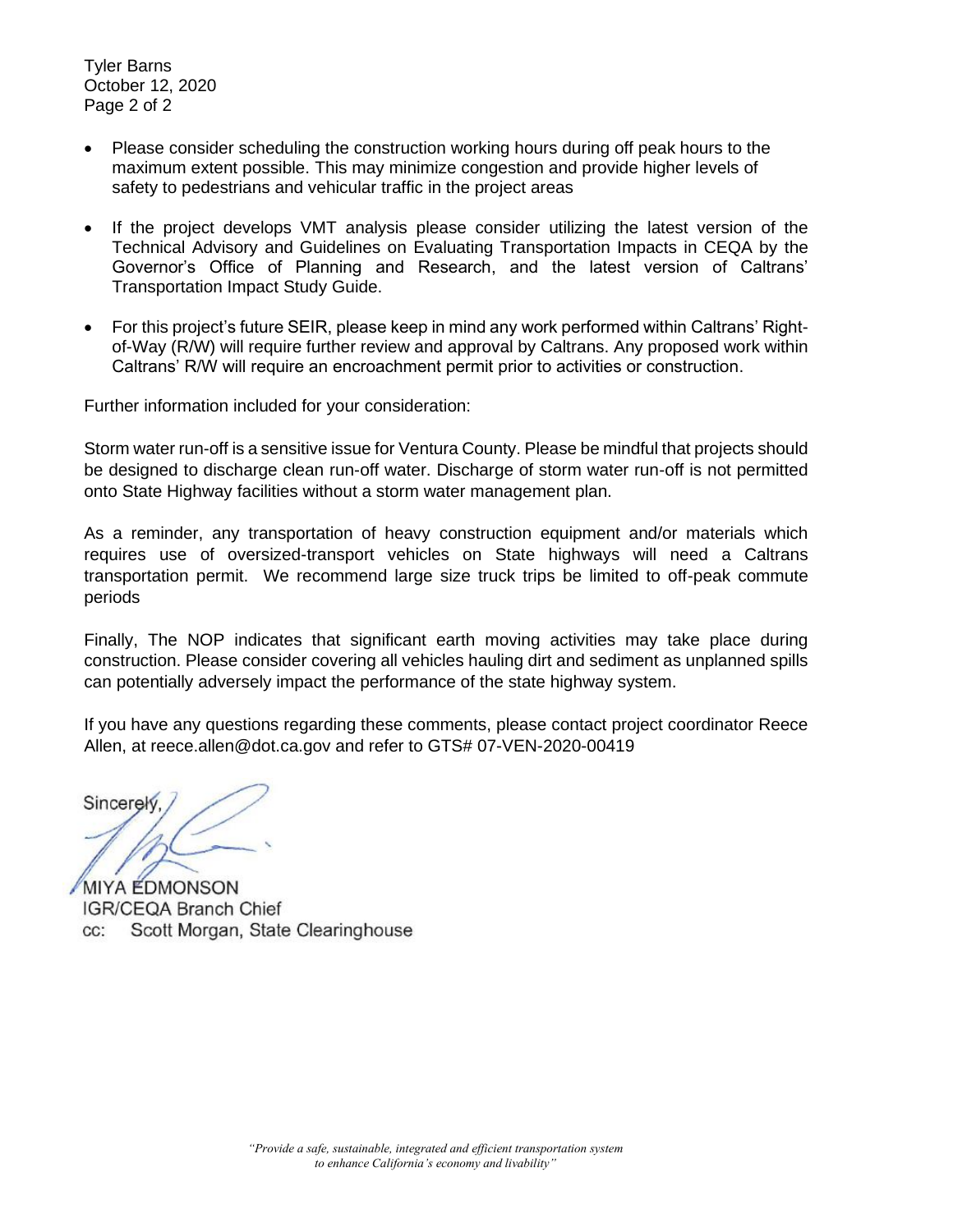- Please consider scheduling the construction working hours during off peak hours to the maximum extent possible. This may minimize congestion and provide higher levels of safety to pedestrians and vehicular traffic in the project areas

- If the project develops VMT analysis please consider utilizing the latest version of the Technical Advisory and Guidelines on Evaluating Transportation Impacts in CEQA by the Governor's Office of Planning and Research, and the latest version of Caltrans' Transportation Impact Study Guide.

- For this project's future SEIR, please keep in mind any work performed within Caltrans' Right-of-Way (R/W) will require further review and approval by Caltrans. Any proposed work within Caltrans' R/W will require an encroachment permit prior to activities or construction.

Further information included for your consideration:

Storm water run-off is a sensitive issue for Ventura County. Please be mindful that projects should be designed to discharge clean run-off water. Discharge of storm water run-off is not permitted onto State Highway facilities without a storm water management plan.

As a reminder, any transportation of heavy construction equipment and/or materials which requires use of oversized-transport vehicles on State highways will need a Caltrans transportation permit. We recommend large size truck trips be limited to off-peak commute periods

Finally, The NOP indicates that significant earth moving activities may take place during construction. Please consider covering all vehicles hauling dirt and sediment as unplanned spills can potentially adversely impact the performance of the state highway system.

If you have any questions regarding these comments, please contact project coordinator Reece Allen, at reece.allen@dot.ca.gov and refer to GTS# 07-VEN-2020-00419

Sincerely,

MIYA EDMONSON
IGR/CEQA Branch Chief

cc: Scott Morgan, State Clearinghouse

*"Provide a safe, sustainable, integrated and efficient transportation system to enhance California's economy and livability"*